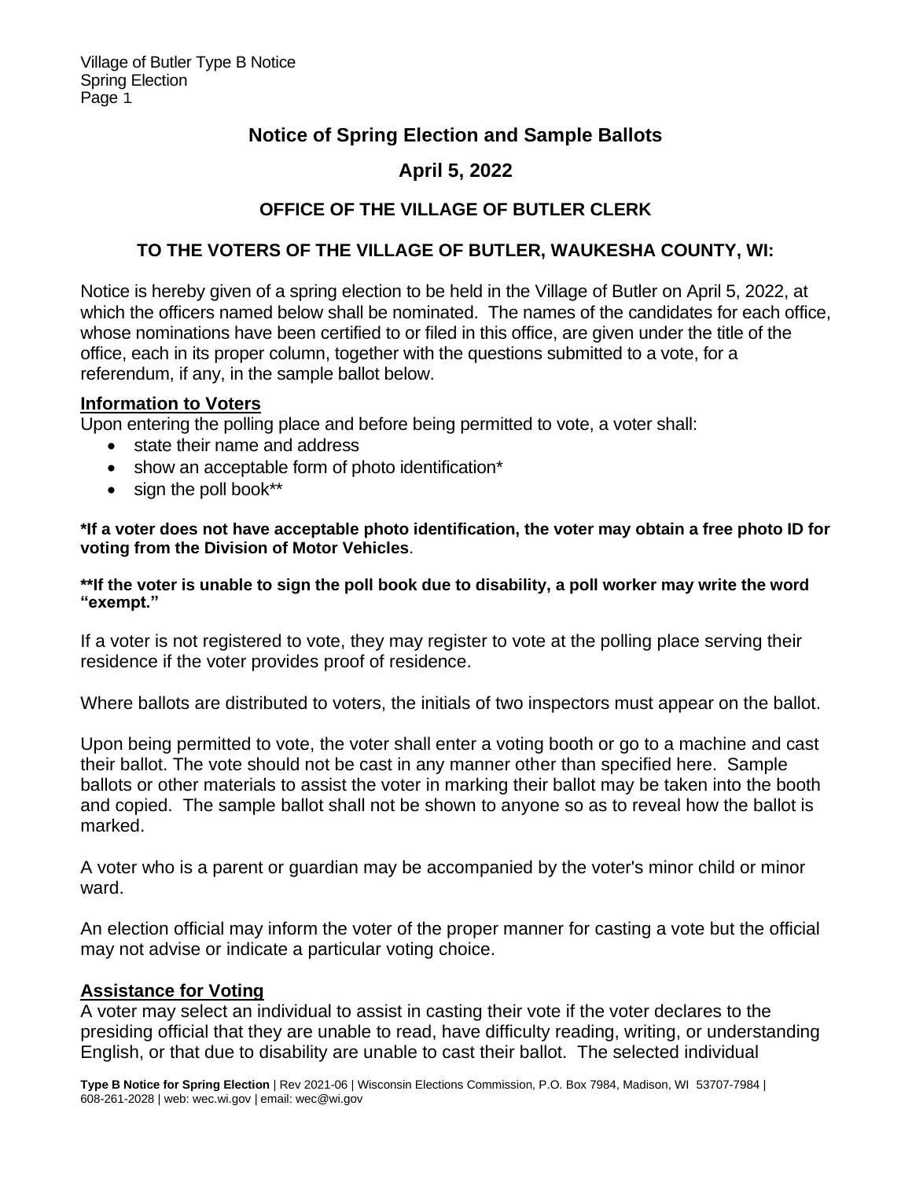# Notice of Spring Election and Sample Ballots

## April 5, 2022

### OFFICE OF THE VILLAGE OF BUTLER CLERK

### TO THE VOTERS OF THE VILLAGE OF BUTLER, WAUKESHA COUNTY, WI:

Notice is hereby given of a spring election to be held in the Village of Butler on April 5, 2022, at which the officers named below shall be nominated. The names of the candidates for each office, whose nominations have been certified to or filed in this office, are given under the title of the office, each in its proper column, together with the questions submitted to a vote, for a referendum, if any, in the sample ballot below.

**Information to Voters**

Upon entering the polling place and before being permitted to vote, a voter shall:

- state their name and address
- show an acceptable form of photo identification*
- sign the poll book**

**\*If a voter does not have acceptable photo identification, the voter may obtain a free photo ID for voting from the Division of Motor Vehicles**.

**\*\*If the voter is unable to sign the poll book due to disability, a poll worker may write the word "exempt."**

If a voter is not registered to vote, they may register to vote at the polling place serving their residence if the voter provides proof of residence.

Where ballots are distributed to voters, the initials of two inspectors must appear on the ballot.

Upon being permitted to vote, the voter shall enter a voting booth or go to a machine and cast their ballot. The vote should not be cast in any manner other than specified here. Sample ballots or other materials to assist the voter in marking their ballot may be taken into the booth and copied. The sample ballot shall not be shown to anyone so as to reveal how the ballot is marked.

A voter who is a parent or guardian may be accompanied by the voter's minor child or minor ward.

An election official may inform the voter of the proper manner for casting a vote but the official may not advise or indicate a particular voting choice.

**Assistance for Voting**

A voter may select an individual to assist in casting their vote if the voter declares to the presiding official that they are unable to read, have difficulty reading, writing, or understanding English, or that due to disability are unable to cast their ballot. The selected individual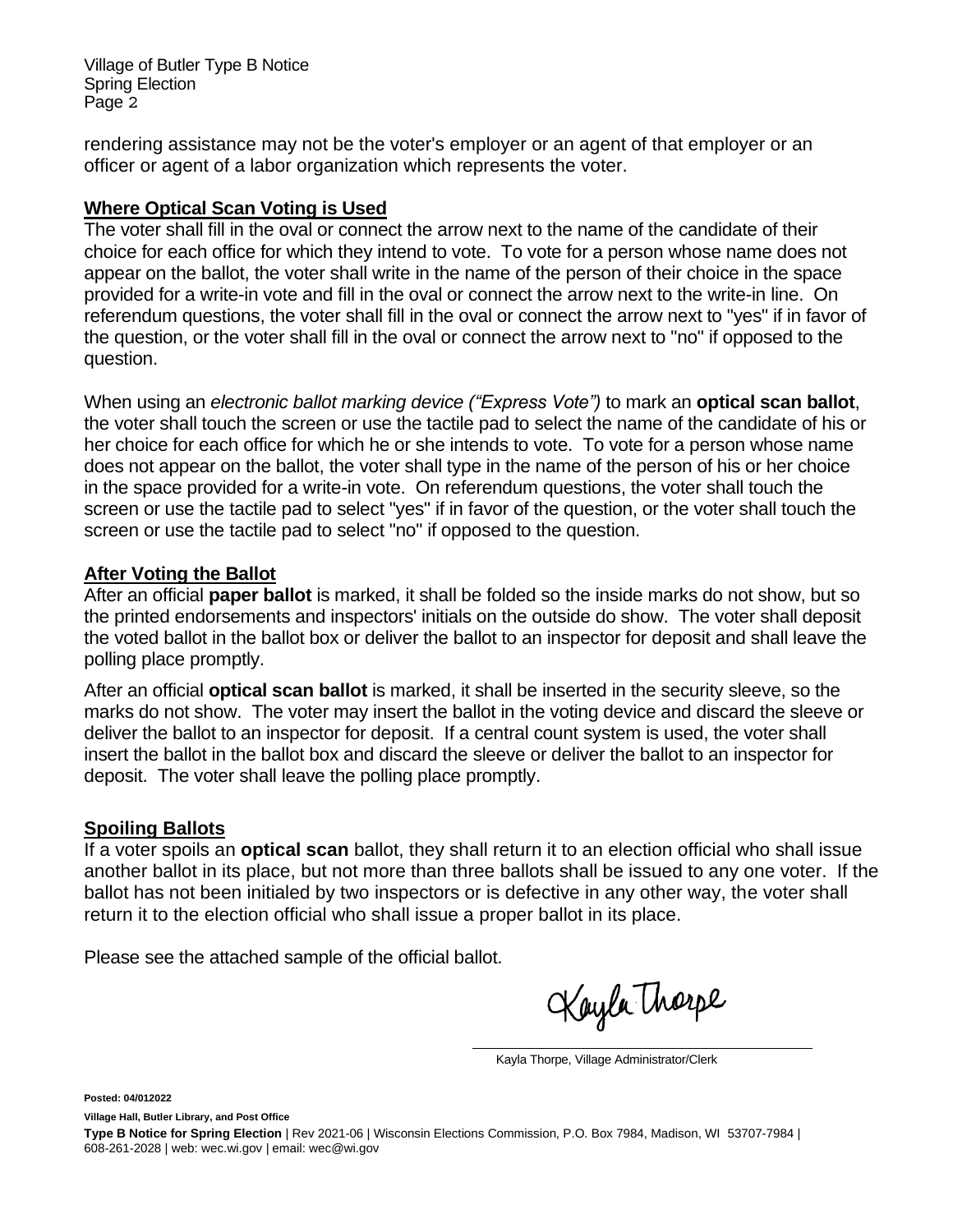rendering assistance may not be the voter's employer or an agent of that employer or an officer or agent of a labor organization which represents the voter.

## Where Optical Scan Voting is Used

The voter shall fill in the oval or connect the arrow next to the name of the candidate of their choice for each office for which they intend to vote. To vote for a person whose name does not appear on the ballot, the voter shall write in the name of the person of their choice in the space provided for a write-in vote and fill in the oval or connect the arrow next to the write-in line. On referendum questions, the voter shall fill in the oval or connect the arrow next to "yes" if in favor of the question, or the voter shall fill in the oval or connect the arrow next to "no" if opposed to the question.

When using an *electronic ballot marking device ("Express Vote")* to mark an **optical scan ballot**, the voter shall touch the screen or use the tactile pad to select the name of the candidate of his or her choice for each office for which he or she intends to vote. To vote for a person whose name does not appear on the ballot, the voter shall type in the name of the person of his or her choice in the space provided for a write-in vote. On referendum questions, the voter shall touch the screen or use the tactile pad to select "yes" if in favor of the question, or the voter shall touch the screen or use the tactile pad to select "no" if opposed to the question.

## After Voting the Ballot

After an official **paper ballot** is marked, it shall be folded so the inside marks do not show, but so the printed endorsements and inspectors' initials on the outside do show. The voter shall deposit the voted ballot in the ballot box or deliver the ballot to an inspector for deposit and shall leave the polling place promptly.

After an official **optical scan ballot** is marked, it shall be inserted in the security sleeve, so the marks do not show. The voter may insert the ballot in the voting device and discard the sleeve or deliver the ballot to an inspector for deposit. If a central count system is used, the voter shall insert the ballot in the ballot box and discard the sleeve or deliver the ballot to an inspector for deposit. The voter shall leave the polling place promptly.

## Spoiling Ballots

If a voter spoils an **optical scan** ballot, they shall return it to an election official who shall issue another ballot in its place, but not more than three ballots shall be issued to any one voter. If the ballot has not been initialed by two inspectors or is defective in any other way, the voter shall return it to the election official who shall issue a proper ballot in its place.

Please see the attached sample of the official ballot.

Kayla Thorpe

Kayla Thorpe, Village Administrator/Clerk

**Posted: 04/012022**

**Village Hall, Butler Library, and Post Office**

**Type B Notice for Spring Election** | Rev 2021-06 | Wisconsin Elections Commission, P.O. Box 7984, Madison, WI 53707-7984 | 608-261-2028 | web: wec.wi.gov | email: wec@wi.gov